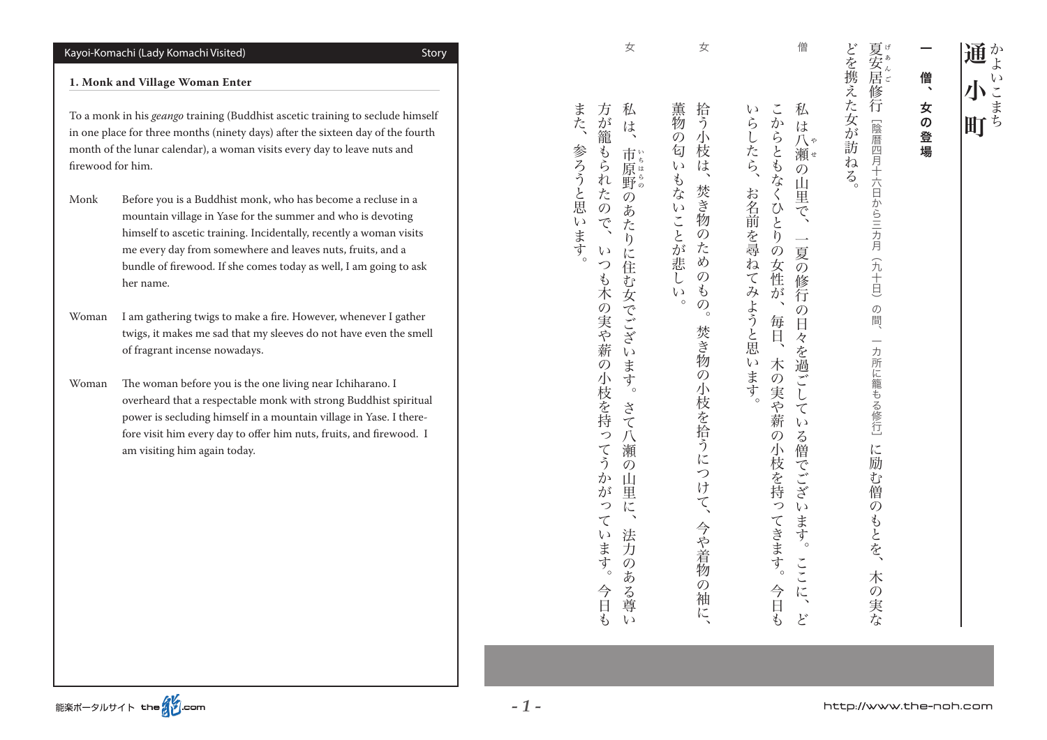## Kayoi-Komachi (Lady Komachi Visited)

Story

### 1. Monk and Village Woman Enter

To a monk in his *geango* training (Buddhist ascetic training to seclude himself in one place for three months (ninety days) after the sixteen day of the fourth month of the lunar calendar), a woman visits every day to leave nuts and firewood for him.

Monk　Before you is a Buddhist monk, who has become a recluse in a mountain village in Yase for the summer and who is devoting himself to ascetic training. Incidentally, recently a woman visits me every day from somewhere and leaves nuts, fruits, and a bundle of firewood. If she comes today as well, I am going to ask her name.

Woman　I am gathering twigs to make a fire. However, whenever I gather twigs, it makes me sad that my sleeves do not have even the smell of fragrant incense nowadays.

Woman　The woman before you is the one living near Ichiharano. I overheard that a respectable monk with strong Buddhist spiritual power is secluding himself in a mountain village in Yase. I therefore visit him every day to offer him nuts, fruits, and firewood. I am visiting him again today.

# 通小町（かよいこまち）

### 一　僧、女の登場

夏安居（げあんご）修行［陰暦四月十六日から三カ月（九十日）の間、一カ所に籠もる修行］に励む僧のもとを、木の実などを携えた女が訪ねる。

僧　私は八瀬（やせ）の山里で、一夏の修行の日々を過ごしている僧でございます。ここに、どこからともなくひとりの女性が、毎日、木の実や薪の小枝を持ってきます。今日もいらしたら、お名前を尋ねてみようと思います。

女　拾う小枝は、焚き物のためのもの。焚き物の小枝を拾うにつけて、今や着物の袖に、薫物の匂いもないことが悲しい。

女　私は、市原野（いちはらの）のあたりに住む女でございます。さて八瀬の山里に、法力のある尊い方が籠もられたので、いつも木の実や薪の小枝を持ってうかがっています。今日もまた、参ろうと思います。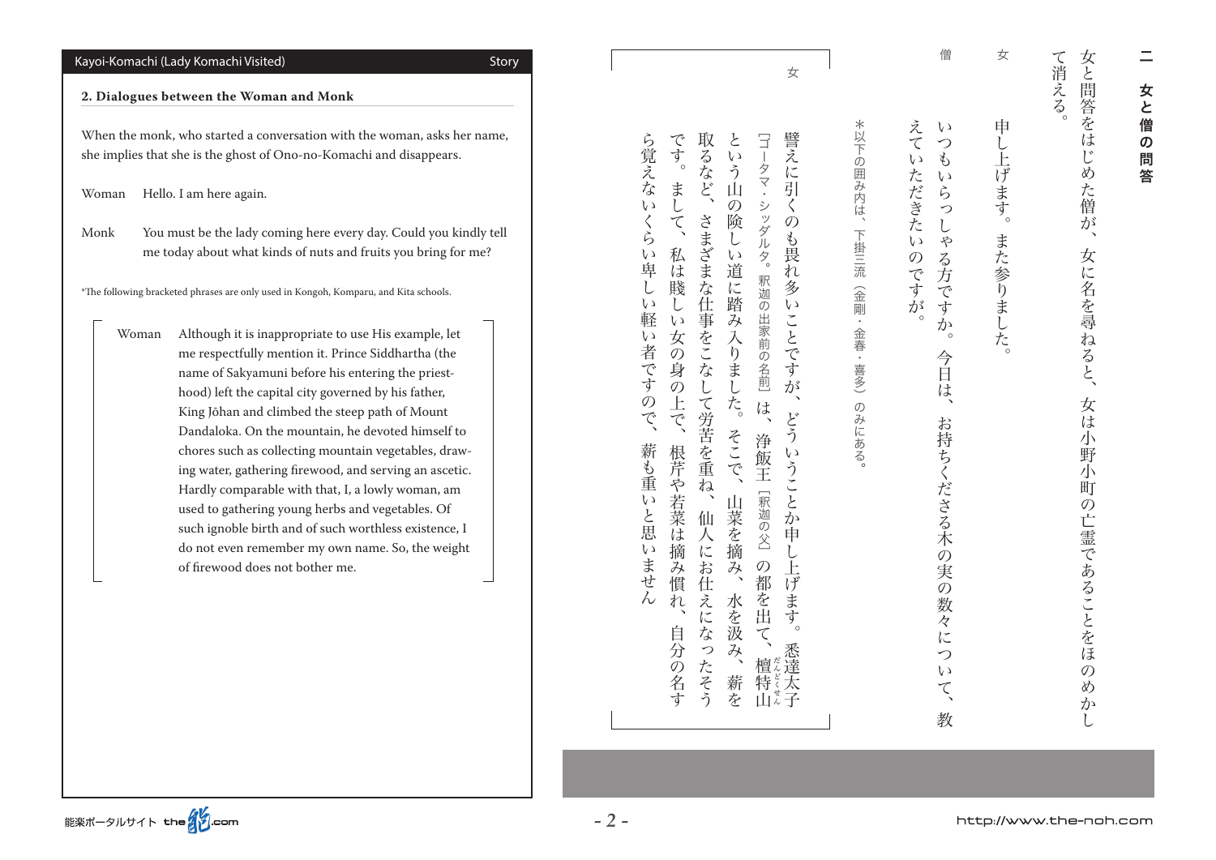## 2. Dialogues between the Woman and Monk

When the monk, who started a conversation with the woman, asks her name, she implies that she is the ghost of Ono-no-Komachi and disappears.

Woman　Hello. I am here again.

Monk　You must be the lady coming here every day. Could you kindly tell me today about what kinds of nuts and fruits you bring for me?

*The following bracketed phrases are only used in Kongoh, Komparu, and Kita schools.

> Woman　Although it is inappropriate to use His example, let me respectfully mention it. Prince Siddhartha (the name of Sakyamuni before his entering the priest-hood) left the capital city governed by his father, King Jōhan and climbed the steep path of Mount Dandaloka. On the mountain, he devoted himself to chores such as collecting mountain vegetables, drawing water, gathering firewood, and serving an ascetic. Hardly comparable with that, I, a lowly woman, am used to gathering young herbs and vegetables. Of such ignoble birth and of such worthless existence, I do not even remember my own name. So, the weight of firewood does not bother me.

## 二　女と僧の問答

女と問答をはじめた僧が、女に名を尋ねると、女は小野小町の亡霊であることをほのめかして消える。

女　申し上げます。また参りました。

僧　いつもいらっしゃる方ですか。今日は、お持ちくださる木の実の数々について、教えていただきたいのですが。

＊以下の囲み内は、下掛三流（金剛・金春・喜多）のみにある。

> 女　譬えに引くのも畏れ多いことですが、どういうことか申し上げます。悉達太子［ゴータマ・シッダルタ。釈迦の出家前の名前］は、浄飯王［釈迦の父］の都を出て、檀特山（だんどくせん）という山の険しい道に踏み入りました。そこで、山菜を摘み、水を汲み、薪を取るなど、さまざまな仕事をこなして労苦を重ね、仙人にお仕えになったそうです。まして、私は賤しい女の身の上で、根芹や若菜は摘み慣れ、自分の名すら覚えないくらい卑しい軽い者ですので、薪も重いと思いません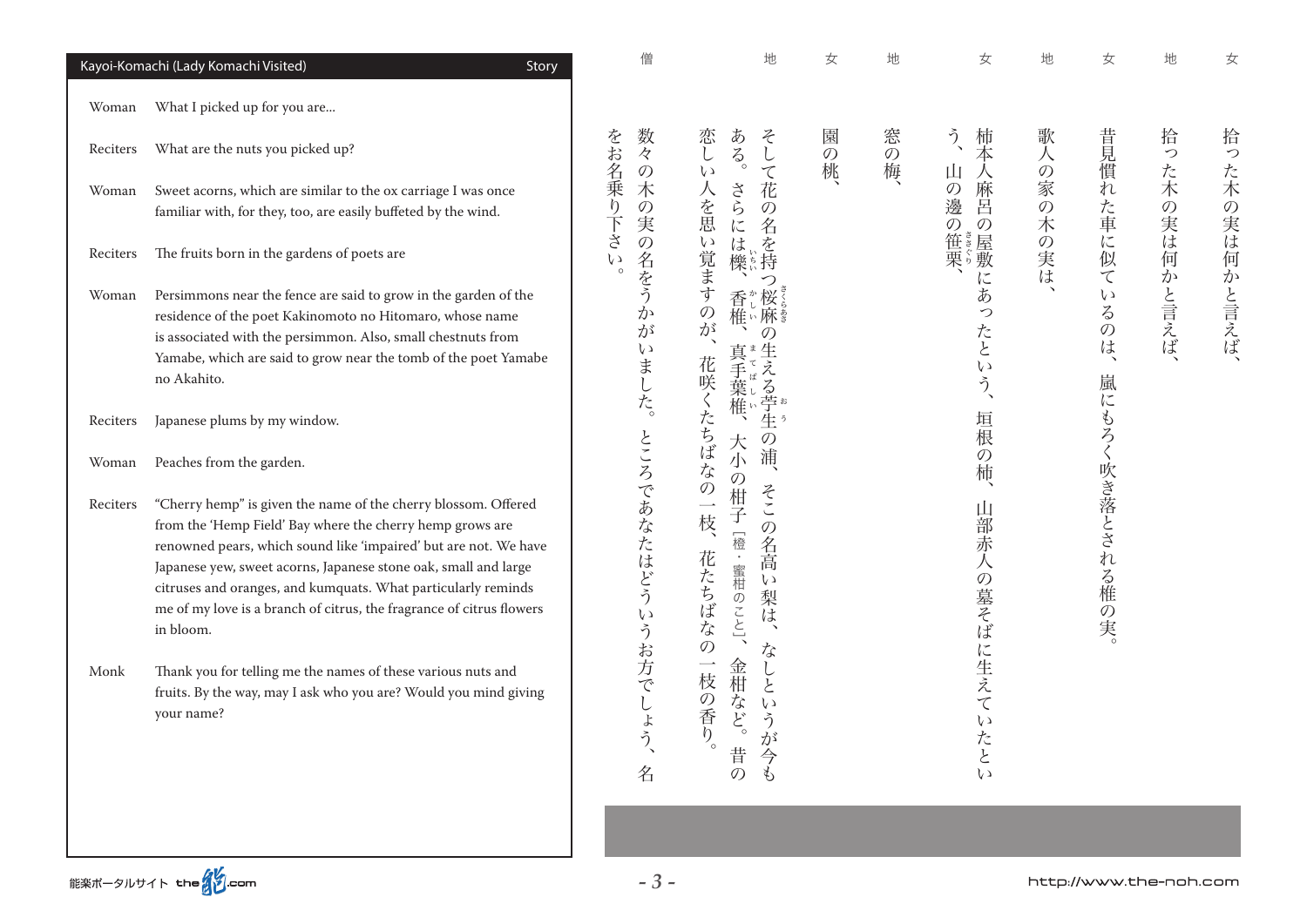## Kayoi-Komachi (Lady Komachi Visited) — Story

| | |
|---|---|
| Woman | What I picked up for you are... |
| Reciters | What are the nuts you picked up? |
| Woman | Sweet acorns, which are similar to the ox carriage I was once familiar with, for they, too, are easily buffeted by the wind. |
| Reciters | The fruits born in the gardens of poets are |
| Woman | Persimmons near the fence are said to grow in the garden of the residence of the poet Kakinomoto no Hitomaro, whose name is associated with the persimmon. Also, small chestnuts from Yamabe, which are said to grow near the tomb of the poet Yamabe no Akahito. |
| Reciters | Japanese plums by my window. |
| Woman | Peaches from the garden. |
| Reciters | "Cherry hemp" is given the name of the cherry blossom. Offered from the 'Hemp Field' Bay where the cherry hemp grows are renowned pears, which sound like 'impaired' but are not. We have Japanese yew, sweet acorns, Japanese stone oak, small and large citruses and oranges, and kumquats. What particularly reminds me of my love is a branch of citrus, the fragrance of citrus flowers in bloom. |
| Monk | Thank you for telling me the names of these various nuts and fruits. By the way, may I ask who you are? Would you mind giving your name? |

女　拾った木の実は何かと言えば、

地　拾った木の実は何かと言えば、

女　昔見慣れた車に似ているのは、嵐にもろく吹き落とされる椎の実。

地　歌人の家の木の実は、

女　柿本人麻呂の屋敷にあったという、垣根の柿、山部赤人の墓そばに生えていたという、山の邊の笹栗、

地　窓の梅、

女　園の桃、

地　そして花の名を持つ桜麻の生える苧生の浦、そこの名高い梨は、なしというが今もある。さらには櫟、香椎、真手葉椎、大小の柑子［橙・蜜柑のこと］、金柑など。昔の恋しい人を思い覚ますのが、花咲くたちばなの一枝、花たちばなの一枝の香り。

僧　数々の木の実の名をうかがいました。ところであなたはどういうお方でしょう、名をお名乗り下さい。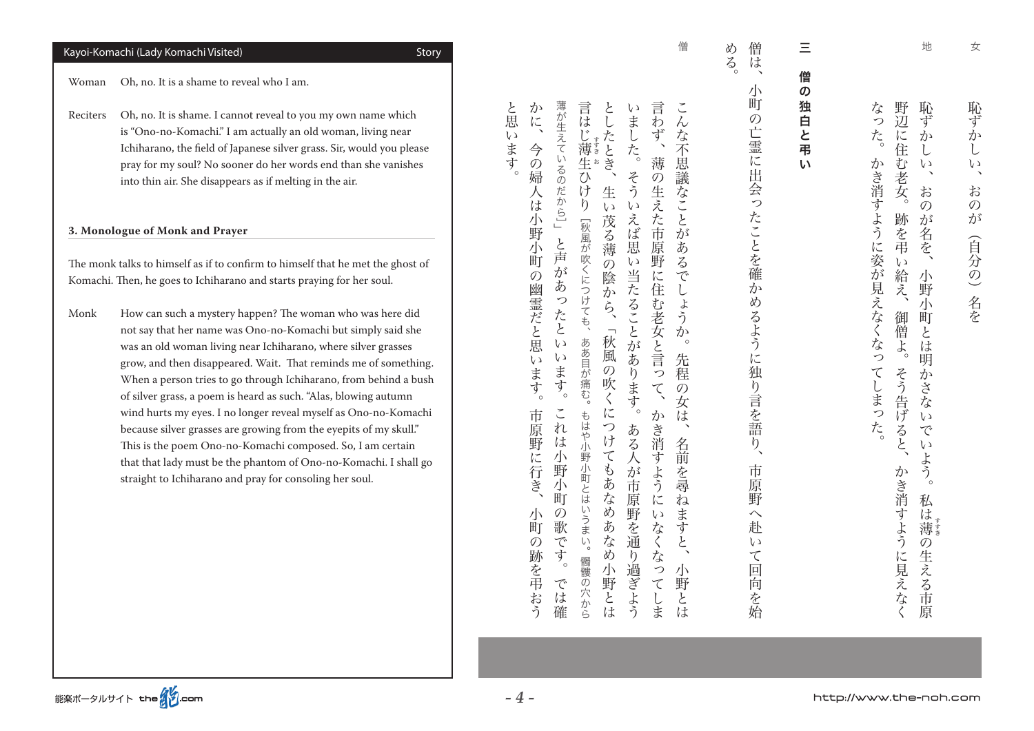Woman　Oh, no. It is a shame to reveal who I am.

Reciters　Oh, no. It is shame. I cannot reveal to you my own name which is "Ono-no-Komachi." I am actually an old woman, living near Ichiharano, the field of Japanese silver grass. Sir, would you please pray for my soul? No sooner do her words end than she vanishes into thin air. She disappears as if melting in the air.

### 3. Monologue of Monk and Prayer

The monk talks to himself as if to confirm to himself that he met the ghost of Komachi. Then, he goes to Ichiharano and starts praying for her soul.

Monk　How can such a mystery happen? The woman who was here did not say that her name was Ono-no-Komachi but simply said she was an old woman living near Ichiharano, where silver grasses grow, and then disappeared. Wait. That reminds me of something. When a person tries to go through Ichiharano, from behind a bush of silver grass, a poem is heard as such. "Alas, blowing autumn wind hurts my eyes. I no longer reveal myself as Ono-no-Komachi because silver grasses are growing from the eyepits of my skull." This is the poem Ono-no-Komachi composed. So, I am certain that that lady must be the phantom of Ono-no-Komachi. I shall go straight to Ichiharano and pray for consoling her soul.

女　恥ずかしい、おのが（自分の）名を

地　恥ずかしい、おのが名を、小野小町とは明かさないでいよう。私は薄（すすき）の生える市原野辺に住む老女。跡を弔い給え、御僧よ。そう告げると、かき消すように見えなくなった。かき消すように姿が見えなくなってしまった。

### 三　僧の独白と弔い

僧は、小町の亡霊に出会ったことを確かめるように独り言を語り、市原野へ赴いて回向を始める。

僧　こんな不思議なことがあるでしょうか。先程の女は、名前を尋ねますと、小野とは言わず、薄の生えた市原野に住む老女と言って、かき消すようにいなくなってしまいました。そういえば思い当たることがあります。ある人が市原野を通り過ぎようとしたとき、生い茂る薄の陰から、「秋風の吹くにつけてもあなめあなめ小野とは言はじ薄（すすき）生（お）ひけり［秋風が吹くにつけても、ああ目が痛む。もはや小野小町とはいうまい。髑髏の穴から薄が生えているのだから］」と声があったといいます。これは小野小町の歌です。では確かに、今の婦人は小野小町の幽霊だと思います。市原野に行き、小町の跡を弔おうと思います。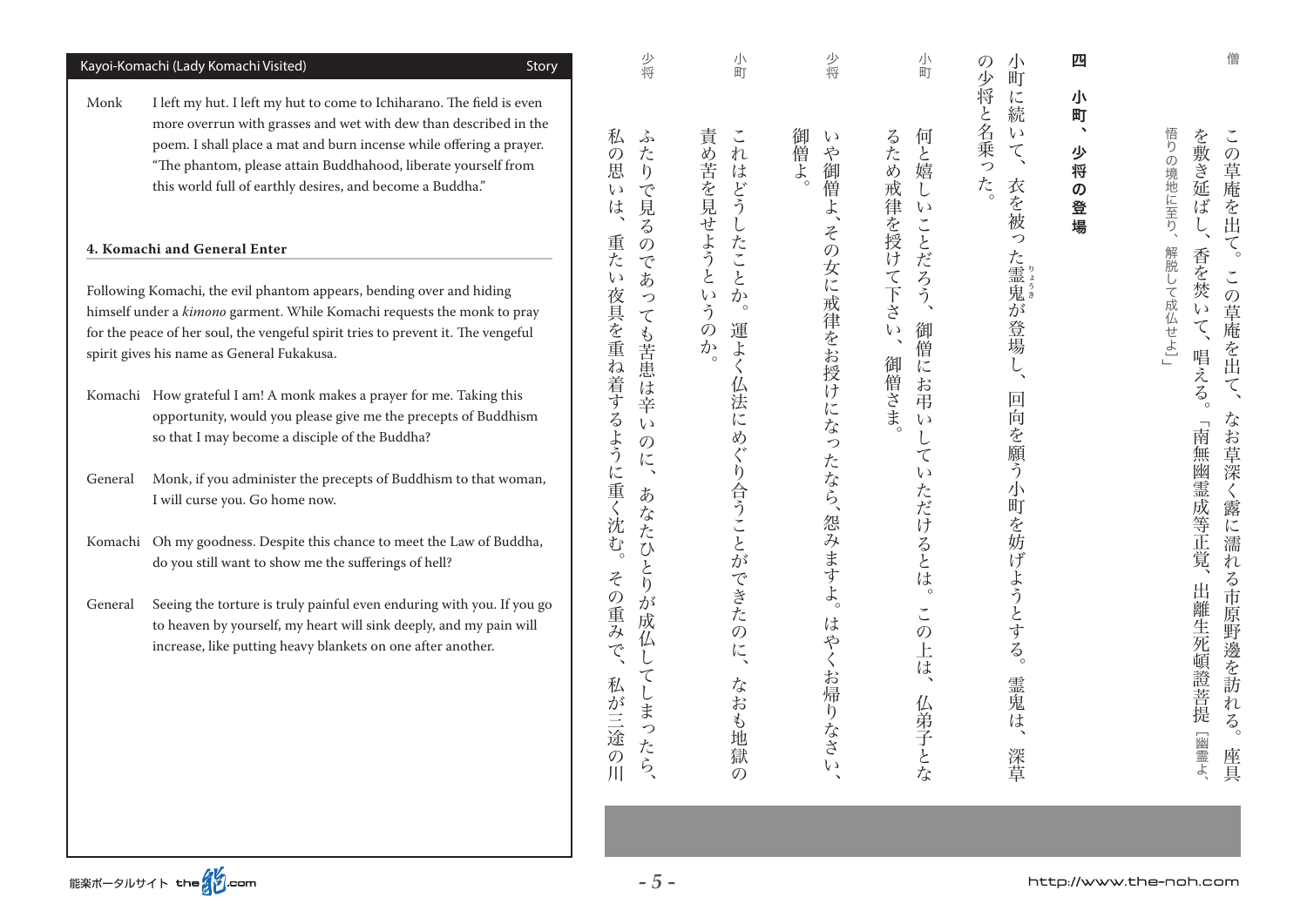Monk　I left my hut. I left my hut to come to Ichiharano. The field is even more overrun with grasses and wet with dew than described in the poem. I shall place a mat and burn incense while offering a prayer. "The phantom, please attain Buddhahood, liberate yourself from this world full of earthly desires, and become a Buddha."

#### 4. Komachi and General Enter

Following Komachi, the evil phantom appears, bending over and hiding himself under a *kimono* garment. While Komachi requests the monk to pray for the peace of her soul, the vengeful spirit tries to prevent it. The vengeful spirit gives his name as General Fukakusa.

Komachi　How grateful I am! A monk makes a prayer for me. Taking this opportunity, would you please give me the precepts of Buddhism so that I may become a disciple of the Buddha?

General　Monk, if you administer the precepts of Buddhism to that woman, I will curse you. Go home now.

Komachi　Oh my goodness. Despite this chance to meet the Law of Buddha, do you still want to show me the sufferings of hell?

General　Seeing the torture is truly painful even enduring with you. If you go to heaven by yourself, my heart will sink deeply, and my pain will increase, like putting heavy blankets on one after another.

---

僧　この草庵を出て。この草庵を出て、なお草深く露に濡れる市原野邊を訪れる。座具を敷き延ばし、香を焚いて、唱える。「南無幽霊成等正覚、出離生死頓證菩提［幽霊よ、悟りの境地に至り、解脱して成仏せよ］」

#### 四　小町、少将の登場

小町に続いて、衣を被った霊鬼（りょうき）が登場し、回向を願う小町を妨げようとする。霊鬼は、深草の少将と名乗った。

小町　何と嬉しいことだろう、御僧にお弔いしていただけるとは。この上は、仏弟子となるため戒律を授けて下さい、御僧さま。

少将　いや御僧よ、その女に戒律をお授けになったなら、怨みますよ。はやくお帰りなさい、御僧よ。

小町　これはどうしたことか。運よく仏法にめぐり合うことができたのに、なおも地獄の責め苦を見せようというのか。

少将　ふたりで見るのであっても苦患は辛いのに、あなたひとりが成仏してしまったら、私の思いは、重たい夜具を重ね着するように重く沈む。その重みで、私が三途の川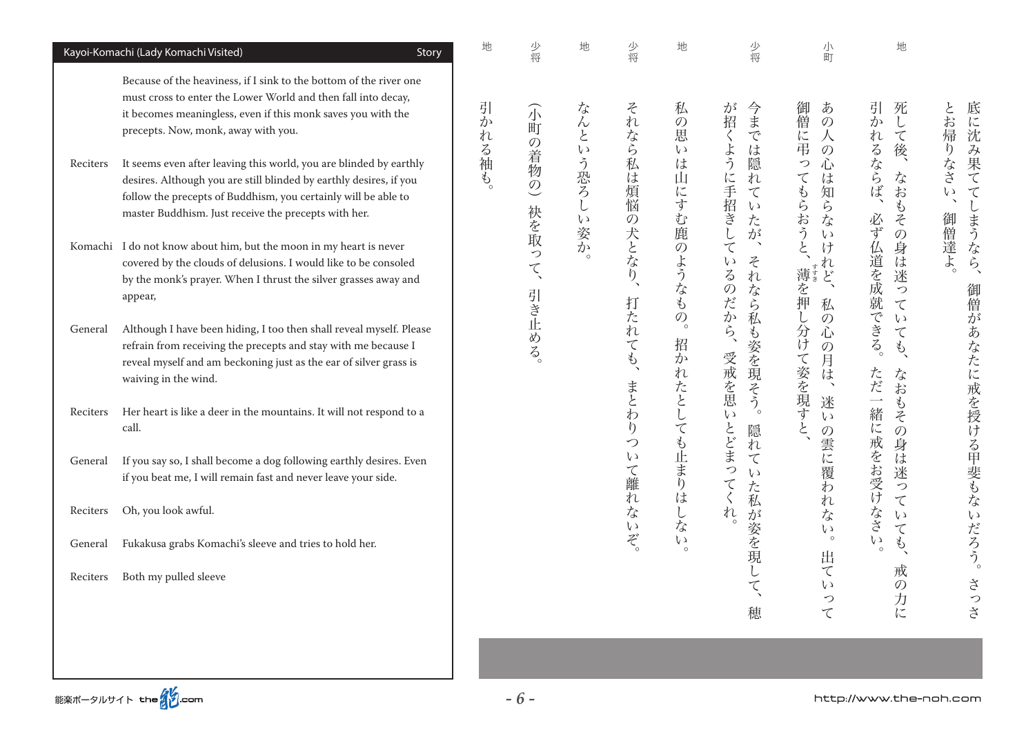Because of the heaviness, if I sink to the bottom of the river one must cross to enter the Lower World and then fall into decay, it becomes meaningless, even if this monk saves you with the precepts. Now, monk, away with you.

**Reciters** It seems even after leaving this world, you are blinded by earthly desires. Although you are still blinded by earthly desires, if you follow the precepts of Buddhism, you certainly will be able to master Buddhism. Just receive the precepts with her.

**Komachi** I do not know about him, but the moon in my heart is never covered by the clouds of delusions. I would like to be consoled by the monk's prayer. When I thrust the silver grasses away and appear,

**General** Although I have been hiding, I too then shall reveal myself. Please refrain from receiving the precepts and stay with me because I reveal myself and am beckoning just as the ear of silver grass is waiving in the wind.

**Reciters** Her heart is like a deer in the mountains. It will not respond to a call.

**General** If you say so, I shall become a dog following earthly desires. Even if you beat me, I will remain fast and never leave your side.

**Reciters** Oh, you look awful.

**General** Fukakusa grabs Komachi's sleeve and tries to hold her.

**Reciters** Both my pulled sleeve

---

底に沈み果ててしまうなら、御僧があなたに戒を授ける甲斐もないだろう。さっさとお帰りなさい、御僧達よ。

**地** 死して後、なおもその身は迷っていても、なおもその身は迷っていても、戒の力に引かれるならば、必ず仏道を成就できる。ただ一緒に戒をお受けなさい。

**小町** あの人の心は知らないけれど、私の心の月は、迷いの雲に覆われない。出ていって御僧に弔ってもらおうと、薄（すすき）を押し分けて姿を現すと、

**少将** 今までは隠れていたが、それなら私も姿を現そう。隠れていた私が姿を現して、穂が招くように手招きしているのだから、受戒を思いとどまってくれ。

**地** 私の思いは山にすむ鹿のようなもの。招かれたとしても止まりはしない。

**少将** それなら私は煩悩の犬となり、打たれても、まとわりついて離れないぞ。

**地** なんという恐ろしい姿か。

**少将** （小町の着物の）袂を取って、引き止める。

**地** 引かれる袖も。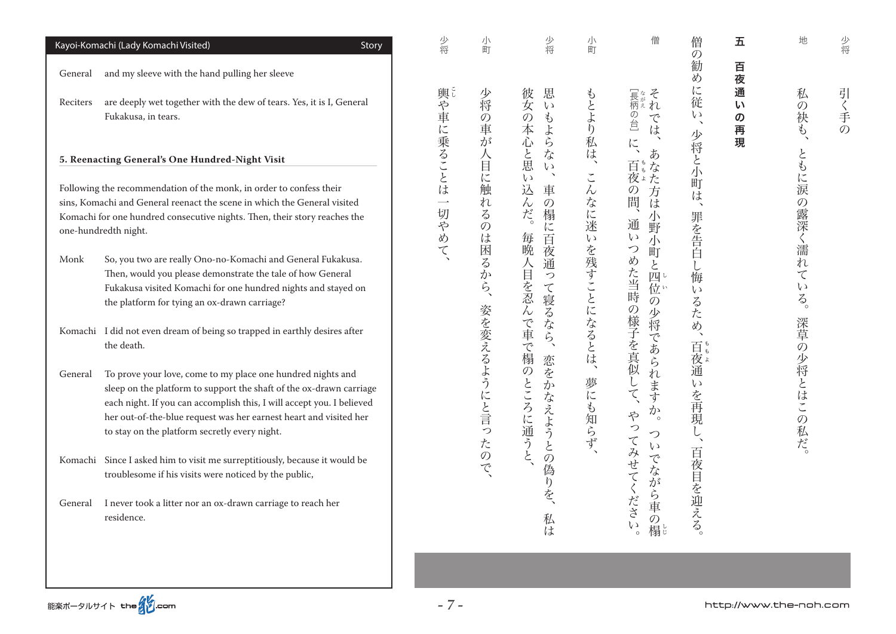General　and my sleeve with the hand pulling her sleeve

Reciters　are deeply wet together with the dew of tears. Yes, it is I, General Fukakusa, in tears.

### 5. Reenacting General's One Hundred-Night Visit

Following the recommendation of the monk, in order to confess their sins, Komachi and General reenact the scene in which the General visited Komachi for one hundred consecutive nights. Then, their story reaches the one-hundredth night.

Monk　So, you two are really Ono-no-Komachi and General Fukakusa. Then, would you please demonstrate the tale of how General Fukakusa visited Komachi for one hundred nights and stayed on the platform for tying an ox-drawn carriage?

Komachi　I did not even dream of being so trapped in earthly desires after the death.

General　To prove your love, come to my place one hundred nights and sleep on the platform to support the shaft of the ox-drawn carriage each night. If you can accomplish this, I will accept you. I believed her out-of-the-blue request was her earnest heart and visited her to stay on the platform secretly every night.

Komachi　Since I asked him to visit me surreptitiously, because it would be troublesome if his visits were noticed by the public,

General　I never took a litter nor an ox-drawn carriage to reach her residence.

---

少将　引く手の

地　私の袂も、ともに涙の露深く濡れている。深草の少将とはこの私だ。

### 五　百夜通いの再現

僧の勧めに従い、少将と小町は、罪を告白し悔いるため、百夜通いを再現し、百夜目を迎える。

僧　それでは、あなた方は小野小町と四位の少将であられますか。ついでながら車の榻［長柄の台］に、百夜の間、通いつめた当時の様子を真似して、やってみせてください。

小町　もとより私は、こんなに迷いを残すことになるとは、夢にも知らず、

少将　思いもよらない、車の榻に百夜通って寝るなら、恋をかなえようとの偽りを、私は彼女の本心と思い込んだ。毎晩人目を忍んで車で榻のところに通うと、

小町　少将の車が人目に触れるのは困るから、姿を変えるようにと言ったので、

少将　輿や車に乗ることは一切やめて、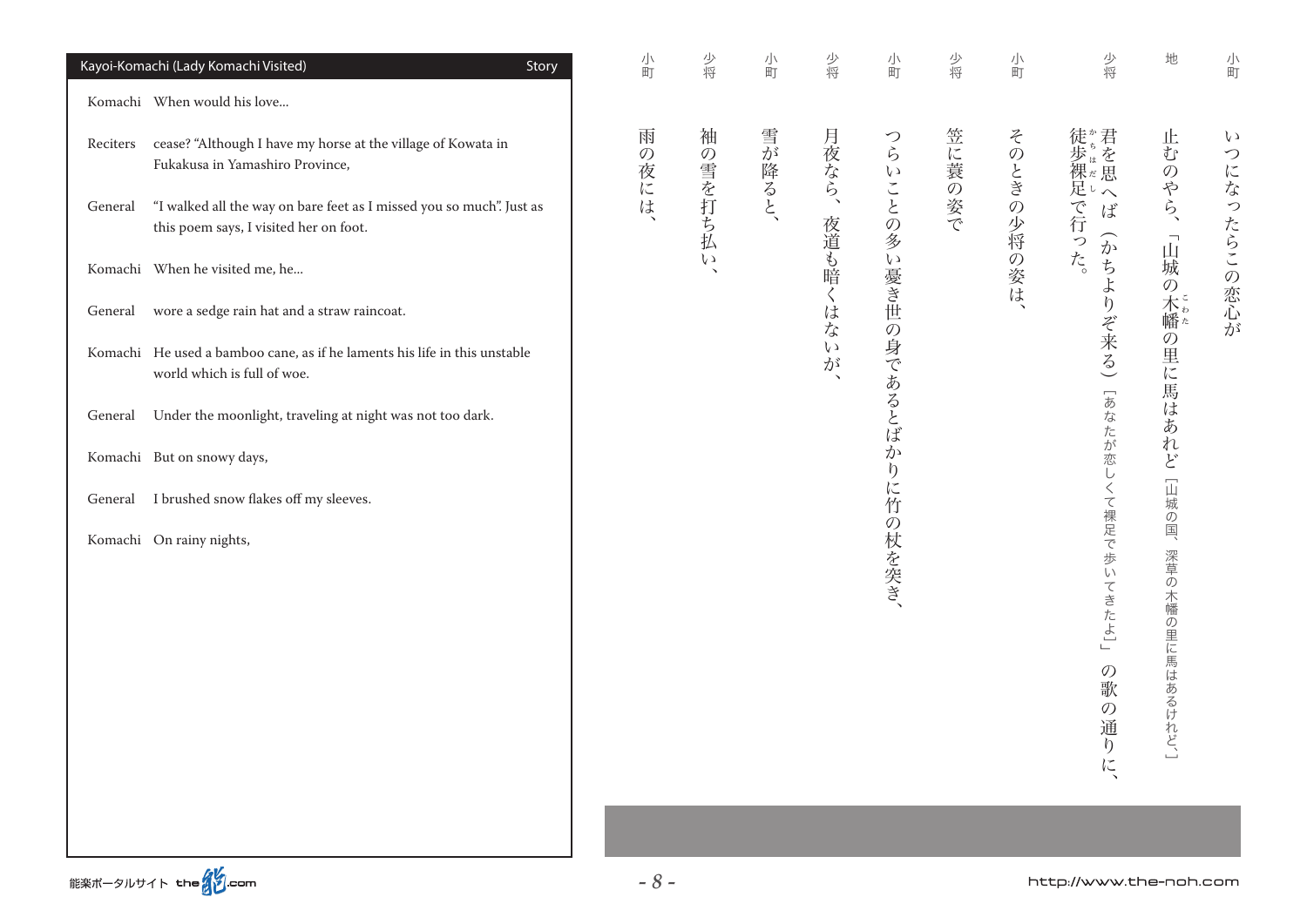## Kayoi-Komachi (Lady Komachi Visited) — Story

Komachi　When would his love...

Reciters　cease? "Although I have my horse at the village of Kowata in Fukakusa in Yamashiro Province,

General　"I walked all the way on bare feet as I missed you so much". Just as this poem says, I visited her on foot.

Komachi　When he visited me, he...

General　wore a sedge rain hat and a straw raincoat.

Komachi　He used a bamboo cane, as if he laments his life in this unstable world which is full of woe.

General　Under the moonlight, traveling at night was not too dark.

Komachi　But on snowy days,

General　I brushed snow flakes off my sleeves.

Komachi　On rainy nights,

---

小町　いつになったらこの恋心が

地　止むのやら、「山城の木幡（こわた）の里に馬はあれど［山城の国、深草の木幡の里に馬はあるけれど、］

少将　君を思へば（かちよりぞ来る）［あなたが恋しくて裸足で歩いてきたよ］」の歌の通りに、徒歩裸足（かちはだし）で行った。

小町　そのときの少将の姿は、

少将　笠に蓑の姿で

小町　つらいことの多い憂き世の身であるとばかりに竹の杖を突き、

少将　月夜なら、夜道も暗くはないが、

小町　雪が降ると、

少将　袖の雪を打ち払い、

小町　雨の夜には、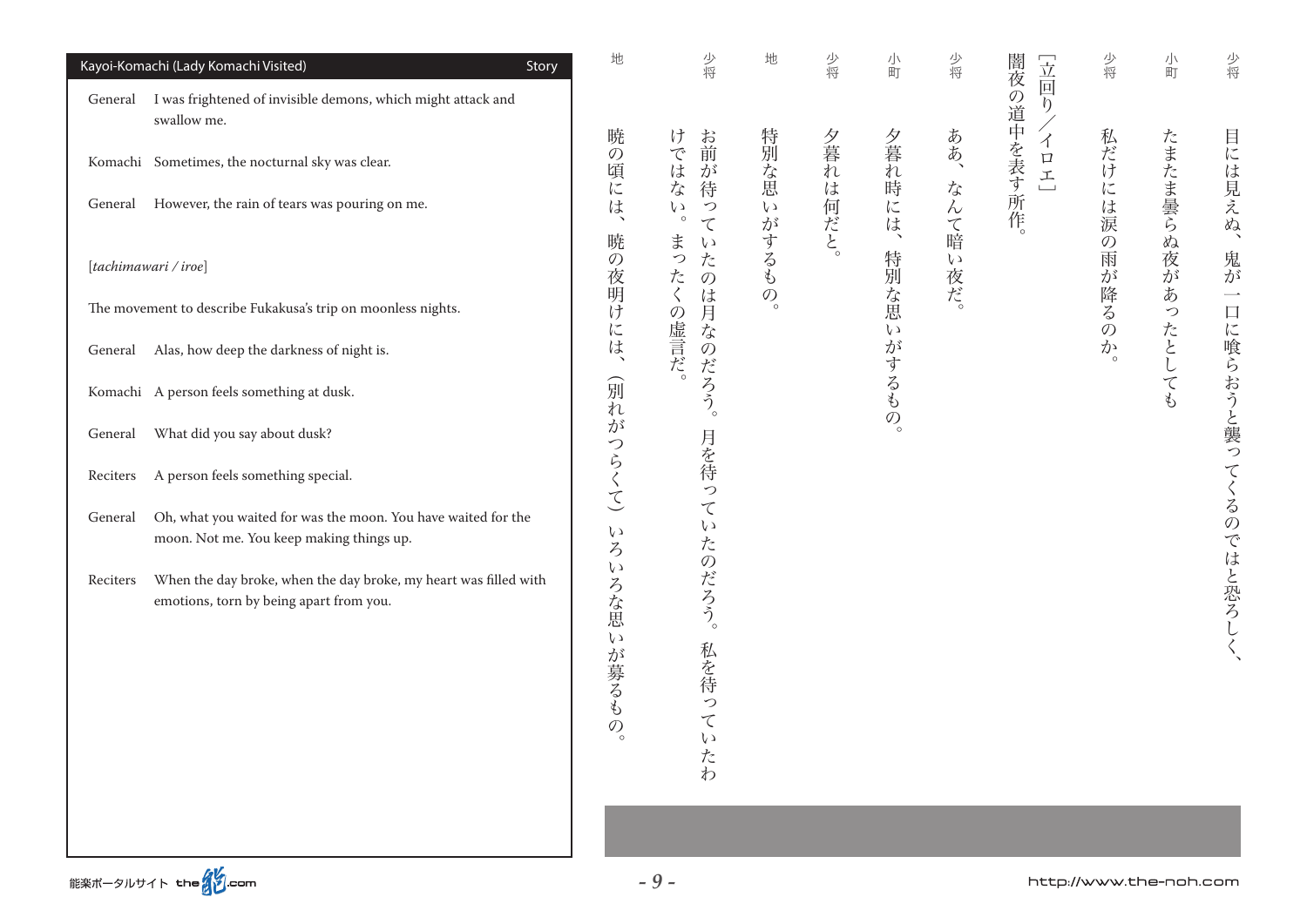## Kayoi-Komachi (Lady Komachi Visited) — Story

General　I was frightened of invisible demons, which might attack and swallow me.

Komachi　Sometimes, the nocturnal sky was clear.

General　However, the rain of tears was pouring on me.

[*tachimawari / iroe*]

The movement to describe Fukakusa's trip on moonless nights.

General　Alas, how deep the darkness of night is.

Komachi　A person feels something at dusk.

General　What did you say about dusk?

Reciters　A person feels something special.

General　Oh, what you waited for was the moon. You have waited for the moon. Not me. You keep making things up.

Reciters　When the day broke, when the day broke, my heart was filled with emotions, torn by being apart from you.

---

少将　目には見えぬ、鬼が一口に喰らおうと襲ってくるのではと恐ろしく、

小町　たまたま曇らぬ夜があったとしても

少将　私だけには涙の雨が降るのか。

［立回り／イロエ］

闇夜の道中を表す所作。

少将　ああ、なんて暗い夜だ。

小町　夕暮れ時には、特別な思いがするもの。

少将　夕暮れは何だと。

地　特別な思いがするもの。

少将　お前が待っていたのは月なのだろう。月を待っていたのだろう。私を待っていたわけではない。まったくの虚言だ。

地　暁の頃には、暁の夜明けには、（別れがつらくて）いろいろな思いが募るもの。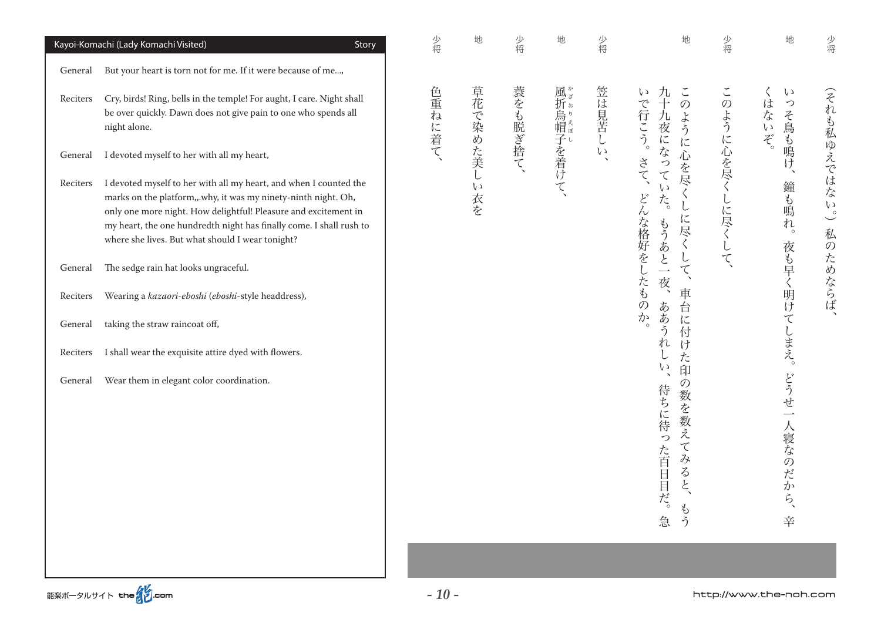## Kayoi-Komachi (Lady Komachi Visited) — Story

| | |
|---|---|
| General | But your heart is torn not for me. If it were because of me..., |
| Reciters | Cry, birds! Ring, bells in the temple! For aught, I care. Night shall be over quickly. Dawn does not give pain to one who spends all night alone. |
| General | I devoted myself to her with all my heart, |
| Reciters | I devoted myself to her with all my heart, and when I counted the marks on the platform,,.why, it was my ninety-ninth night. Oh, only one more night. How delightful! Pleasure and excitement in my heart, the one hundredth night has finally come. I shall rush to where she lives. But what should I wear tonight? |
| General | The sedge rain hat looks ungraceful. |
| Reciters | Wearing a *kazaori-eboshi* (*eboshi*-style headdress), |
| General | taking the straw raincoat off, |
| Reciters | I shall wear the exquisite attire dyed with flowers. |
| General | Wear them in elegant color coordination. |

| | |
|---|---|
| 少将 | （それも私ゆえではない。）私のためならば、 |
| 地 | いっそ鳥も鳴け、鐘も鳴れ。夜も早く明けてしまえ。どうせ一人寝なのだから、辛くはないぞ。 |
| 少将 | このように心を尽くしに尽くして、 |
| 地 | このように心を尽くしに尽くして、車台に付けた印の数を数えてみると、もう九十九夜になっていた。もうあと一夜、ああうれしい、待ちに待った百日目だ。急いで行こう。さて、どんな格好をしたものか。 |
| 少将 | 笠は見苦しい、 |
| 地 | 風折烏帽子（かざおりえぼし）を着けて、 |
| 少将 | 蓑をも脱ぎ捨て、 |
| 地 | 草花で染めた美しい衣を |
| 少将 | 色重ねに着て、 |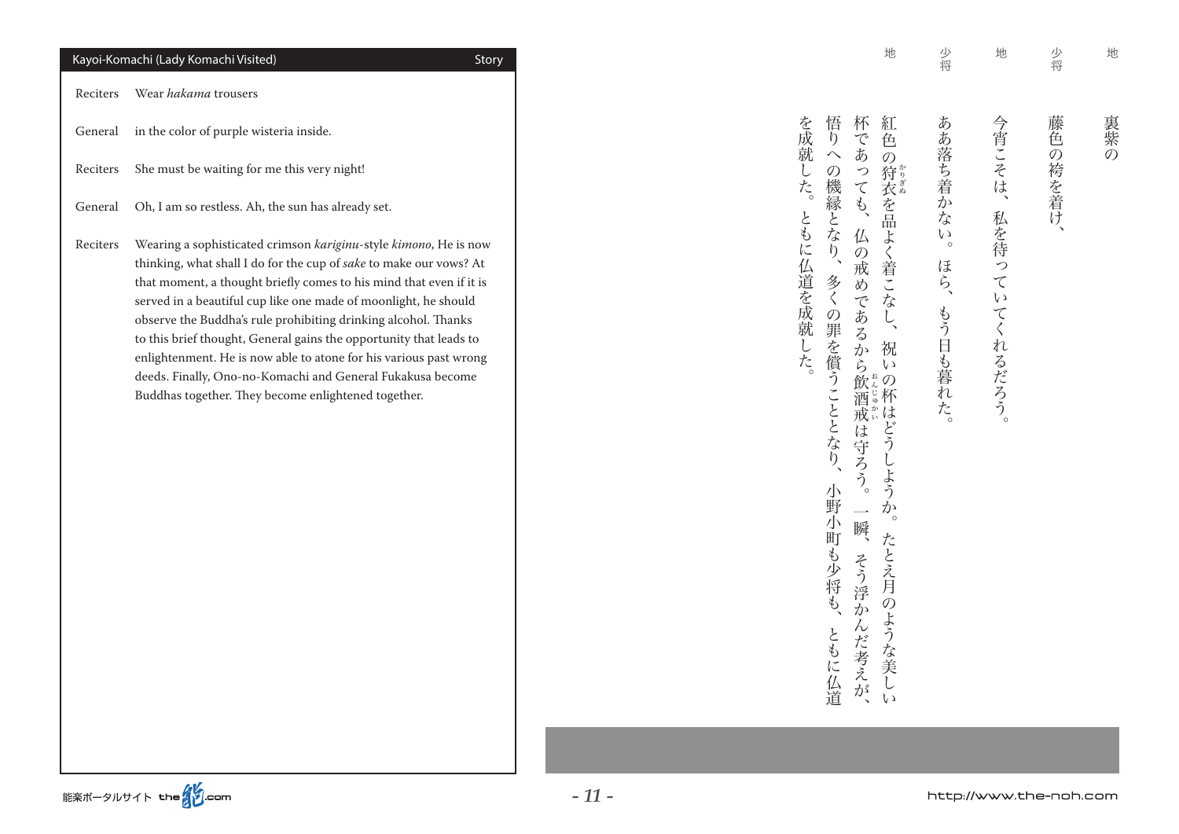## Kayoi-Komachi (Lady Komachi Visited) — Story

| | |
|---|---|
| Reciters | Wear *hakama* trousers |
| General | in the color of purple wisteria inside. |
| Reciters | She must be waiting for me this very night! |
| General | Oh, I am so restless. Ah, the sun has already set. |
| Reciters | Wearing a sophisticated crimson *kariginu*-style *kimono*, He is now thinking, what shall I do for the cup of *sake* to make our vows? At that moment, a thought briefly comes to his mind that even if it is served in a beautiful cup like one made of moonlight, he should observe the Buddha's rule prohibiting drinking alcohol. Thanks to this brief thought, General gains the opportunity that leads to enlightenment. He is now able to atone for his various past wrong deeds. Finally, Ono-no-Komachi and General Fukakusa become Buddhas together. They become enlightened together. |

| | |
|---|---|
| 地 | 裏紫の |
| 少将 | 藤色の袴を着け、 |
| 地 | 今宵こそは、私を待っていてくれるだろう。 |
| 少将 | ああ落ち着かない。ほら、もう日も暮れた。 |
| 地 | 紅色の狩衣(かりぎぬ)を品よく着こなし、祝いの杯はどうしようか。たとえ月のような美しい杯であっても、仏の戒めであるから飲酒戒(おんじゅかい)は守ろう。一瞬、そう浮かんだ考えが、悟りへの機縁となり、多くの罪を償うこととなり、小野小町も少将も、ともに仏道を成就した。ともに仏道を成就した。 |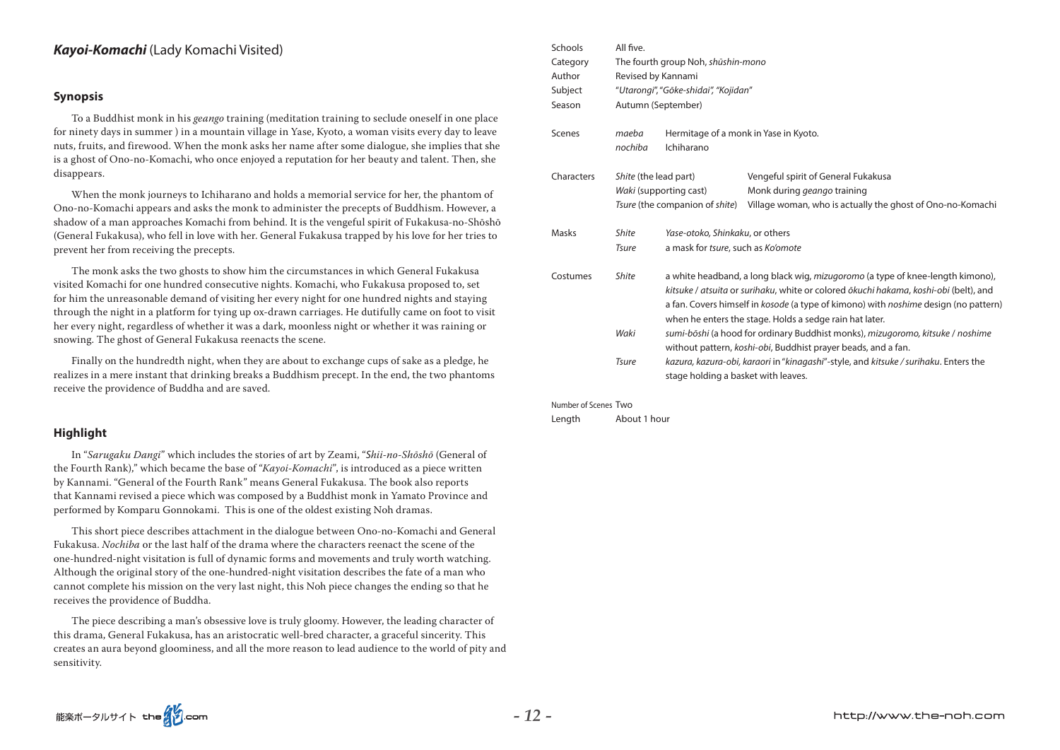## ***Kayoi-Komachi*** (Lady Komachi Visited)

### Synopsis

To a Buddhist monk in his *geango* training (meditation training to seclude oneself in one place for ninety days in summer ) in a mountain village in Yase, Kyoto, a woman visits every day to leave nuts, fruits, and firewood. When the monk asks her name after some dialogue, she implies that she is a ghost of Ono-no-Komachi, who once enjoyed a reputation for her beauty and talent. Then, she disappears.

When the monk journeys to Ichiharano and holds a memorial service for her, the phantom of Ono-no-Komachi appears and asks the monk to administer the precepts of Buddhism. However, a shadow of a man approaches Komachi from behind. It is the vengeful spirit of Fukakusa-no-Shōshō (General Fukakusa), who fell in love with her. General Fukakusa trapped by his love for her tries to prevent her from receiving the precepts.

The monk asks the two ghosts to show him the circumstances in which General Fukakusa visited Komachi for one hundred consecutive nights. Komachi, who Fukakusa proposed to, set for him the unreasonable demand of visiting her every night for one hundred nights and staying through the night in a platform for tying up ox-drawn carriages. He dutifully came on foot to visit her every night, regardless of whether it was a dark, moonless night or whether it was raining or snowing. The ghost of General Fukakusa reenacts the scene.

Finally on the hundredth night, when they are about to exchange cups of sake as a pledge, he realizes in a mere instant that drinking breaks a Buddhism precept. In the end, the two phantoms receive the providence of Buddha and are saved.

### Highlight

In "*Sarugaku Dangi*" which includes the stories of art by Zeami, "*Shii-no-Shōshō* (General of the Fourth Rank)," which became the base of "*Kayoi-Komachi*", is introduced as a piece written by Kannami. "General of the Fourth Rank" means General Fukakusa. The book also reports that Kannami revised a piece which was composed by a Buddhist monk in Yamato Province and performed by Komparu Gonnokami. This is one of the oldest existing Noh dramas.

This short piece describes attachment in the dialogue between Ono-no-Komachi and General Fukakusa. *Nochiba* or the last half of the drama where the characters reenact the scene of the one-hundred-night visitation is full of dynamic forms and movements and truly worth watching. Although the original story of the one-hundred-night visitation describes the fate of a man who cannot complete his mission on the very last night, this Noh piece changes the ending so that he receives the providence of Buddha.

The piece describing a man's obsessive love is truly gloomy. However, the leading character of this drama, General Fukakusa, has an aristocratic well-bred character, a graceful sincerity. This creates an aura beyond gloominess, and all the more reason to lead audience to the world of pity and sensitivity.

| | | |
|---|---|---|
| Schools | All five. | |
| Category | The fourth group Noh, *shūshin-mono* | |
| Author | Revised by Kannami | |
| Subject | "*Utarongi*", "*Gōke-shidai*", "*Kojidan*" | |
| Season | Autumn (September) | |
| Scenes | *maeba* | Hermitage of a monk in Yase in Kyoto. |
| | *nochiba* | Ichiharano |
| Characters | *Shite* (the lead part) | Vengeful spirit of General Fukakusa |
| | *Waki* (supporting cast) | Monk during *geango* training |
| | *Tsure* (the companion of *shite*) | Village woman, who is actually the ghost of Ono-no-Komachi |
| Masks | *Shite* | *Yase-otoko, Shinkaku*, or others |
| | *Tsure* | a mask for *tsure*, such as *Ko'omote* |
| Costumes | *Shite* | a white headband, a long black wig, *mizugoromo* (a type of knee-length kimono), *kitsuke / atsuita* or *surihaku*, white or colored *ōkuchi hakama*, *koshi-obi* (belt), and a fan. Covers himself in *kosode* (a type of kimono) with *noshime* design (no pattern) when he enters the stage. Holds a sedge rain hat later. |
| | *Waki* | *sumi-bōshi* (a hood for ordinary Buddhist monks), *mizugoromo, kitsuke / noshime* without pattern, *koshi-obi*, Buddhist prayer beads, and a fan. |
| | *Tsure* | *kazura, kazura-obi, karaori* in "*kinagashi*"-style, and *kitsuke / surihaku*. Enters the stage holding a basket with leaves. |
| Number of Scenes | Two | |
| Length | About 1 hour | |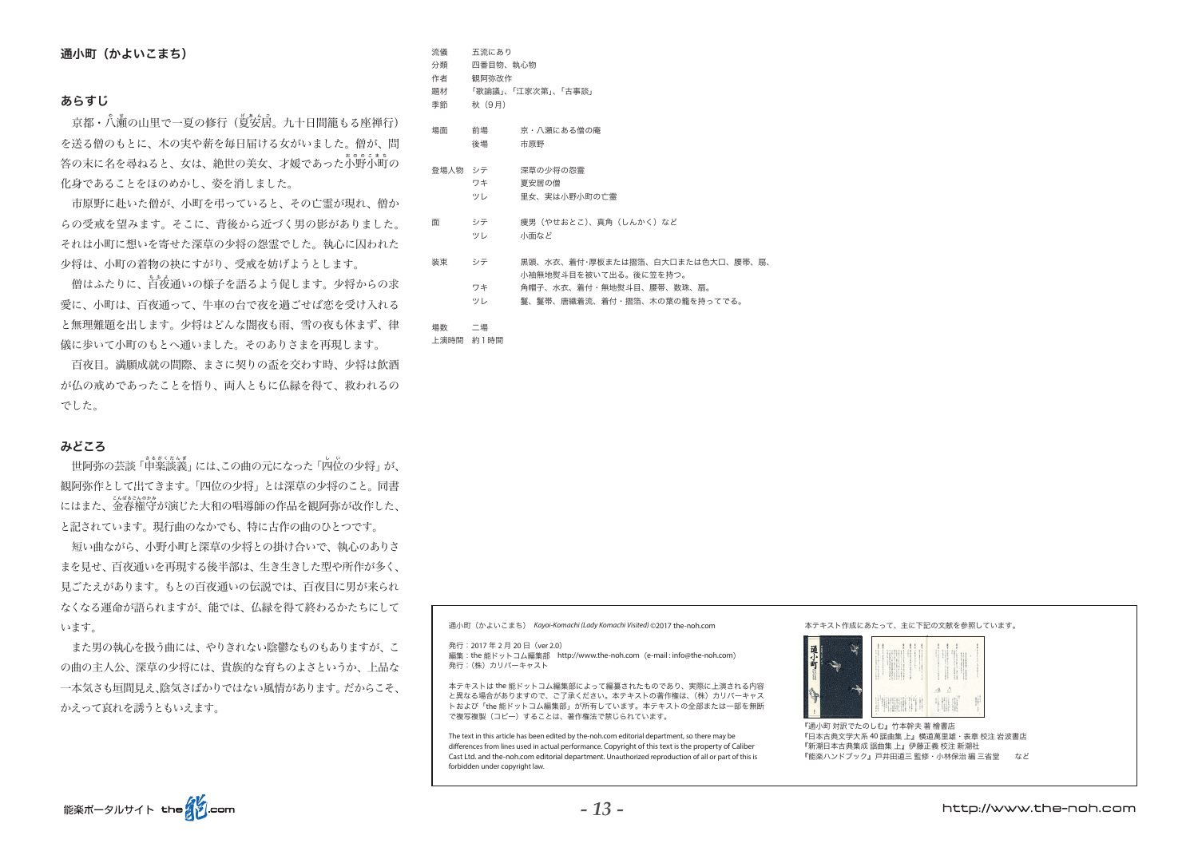## 通小町（かよいこまち）

### あらすじ

京都・八瀬の山里で一夏の修行（夏安居。九十日間籠もる座禅行）を送る僧のもとに、木の実や薪を毎日届ける女がいました。僧が、問答の末に名を尋ねると、女は、絶世の美女、才媛であった小野小町の化身であることをほのめかし、姿を消しました。

市原野に赴いた僧が、小町を弔っていると、その亡霊が現れ、僧からの受戒を望みます。そこに、背後から近づく男の影がありました。それは小町に想いを寄せた深草の少将の怨霊でした。執心に囚われた少将は、小町の着物の袂にすがり、受戒を妨げようとします。

僧はふたりに、百夜通いの様子を語るよう促します。少将からの求愛に、小町は、百夜通って、牛車の台で夜を過ごせば恋を受け入れると無理難題を出します。少将はどんな闇夜も雨、雪の夜も休まず、律儀に歩いて小町のもとへ通いました。そのありさまを再現します。

百夜目。満願成就の間際、まさに契りの盃を交わす時、少将は飲酒が仏の戒めであったことを悟り、両人ともに仏縁を得て、救われるのでした。

### みどころ

世阿弥の芸談「申楽談義」には、この曲の元になった「四位の少将」が、観阿弥作として出てきます。「四位の少将」とは深草の少将のこと。同書にはまた、金春権守が演じた大和の唱導師の作品を観阿弥が改作した、と記されています。現行曲のなかでも、特に古作の曲のひとつです。

短い曲ながら、小野小町と深草の少将との掛け合いで、執心のありさまを見せ、百夜通いを再現する後半部は、生き生きした型や所作が多く、見ごたえがあります。もとの百夜通いの伝説では、百夜目に男が来られなくなる運命が語られますが、能では、仏縁を得て終わるかたちにしています。

また男の執心を扱う曲には、やりきれない陰鬱なものもありますが、この曲の主人公、深草の少将には、貴族的な育ちのよさというか、上品な一本気さも垣間見え、陰気さばかりではない風情があります。だからこそ、かえって哀れを誘うともいえます。

| | | |
|---|---|---|
| 流儀 | 五流にあり | |
| 分類 | 四番目物、執心物 | |
| 作者 | 観阿弥改作 | |
| 題材 | 『歌論議』、「江家次第」、「古事談」 | |
| 季節 | 秋（9月） | |
| 場面 | 前場 | 京・八瀬にある僧の庵 |
| | 後場 | 市原野 |
| 登場人物 | シテ | 深草の少将の怨霊 |
| | ワキ | 夏安居の僧 |
| | ツレ | 里女、実は小野小町の亡霊 |
| 面 | シテ | 痩男（やせおとこ）、真角（しんかく）など |
| | ツレ | 小面など |
| 装束 | シテ | 黒頭、水衣、着付・厚板または摺箔、白大口または色大口、腰帯、扇、小袖無地熨斗目を被いて出る。後に笠を持つ。 |
| | ワキ | 角帽子、水衣、着付・無地熨斗目、腰帯、数珠、扇。 |
| | ツレ | 鬘、鬘帯、唐織着流、着付・摺箔、木の葉の籠を持ってでる。 |
| 場数 | 二場 | |
| 上演時間 | 約1時間 | |

通小町（かよいこまち） *Kayoi-Komachi (Lady Komachi Visited)* ©2017 the-noh.com

発行：2017年2月20日（ver 2.0）
編集：the 能ドットコム編集部　http://www.the-noh.com（e-mail : info@the-noh.com）
発行：（株）カリバーキャスト

本テキストは the 能ドットコム編集部によって編纂されたものであり、実際に上演される内容と異なる場合がありますので、ご了承ください。本テキストの著作権は、（株）カリバーキャストおよび「the 能ドットコム編集部」が所有しています。本テキストの全部または一部を無断で複写複製（コピー）することは、著作権法で禁じられています。

The text in this article has been edited by the-noh.com editorial department, so there may be differences from lines used in actual performance. Copyright of this text is the property of Caliber Cast Ltd. and the-noh.com editorial department. Unauthorized reproduction of all or part of this is forbidden under copyright law.

本テキスト作成にあたって、主に下記の文献を参照しています。

『通小町 対訳でたのしむ』竹本幹夫 著 檜書店
『日本古典文学大系 40 謡曲集 上』横道萬里雄・表章 校注 岩波書店
『新潮日本古典集成 謡曲集 上』伊藤正義 校注 新潮社
『能楽ハンドブック』戸井田道三 監修・小林保治 編 三省堂　　など